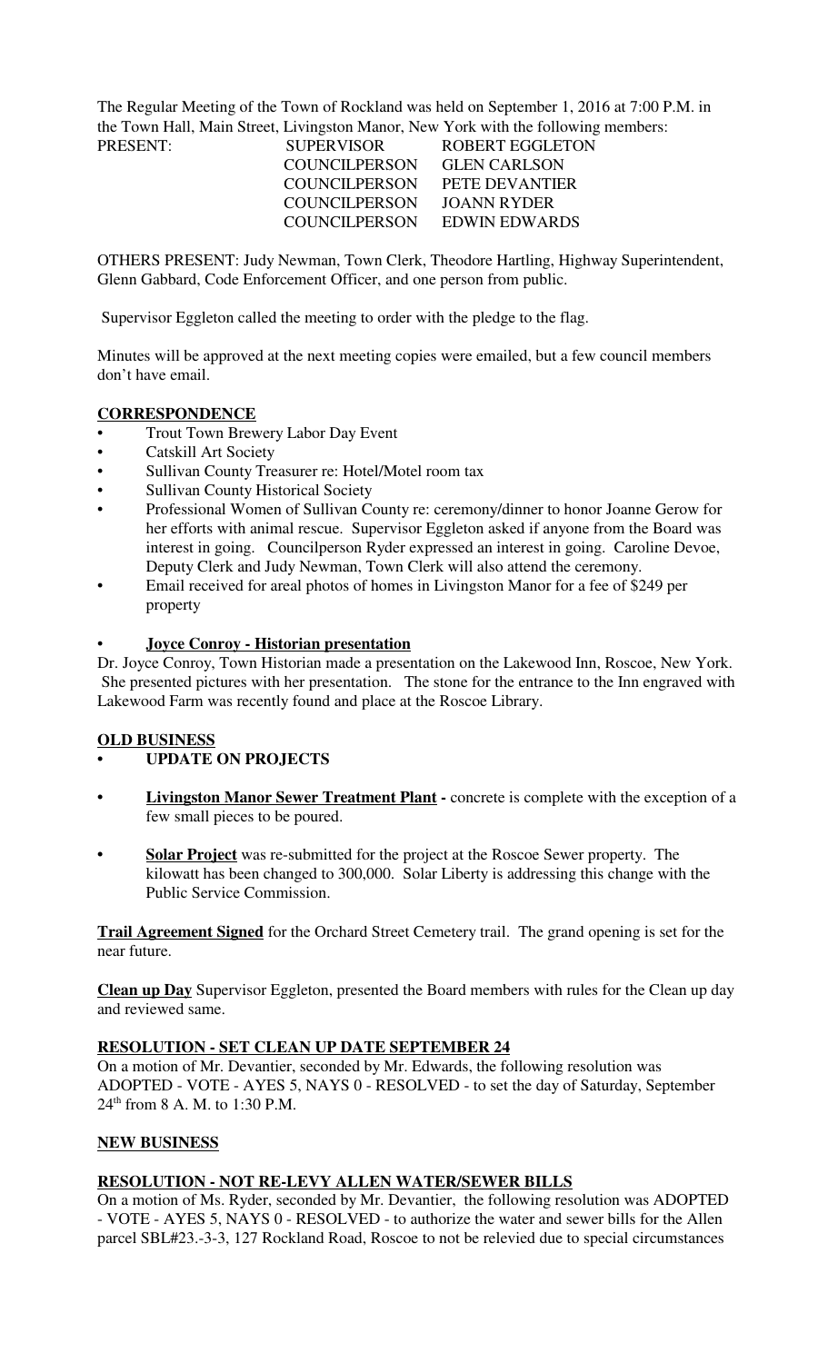The Regular Meeting of the Town of Rockland was held on September 1, 2016 at 7:00 P.M. in the Town Hall, Main Street, Livingston Manor, New York with the following members:

| PRESENT: | SUPERVISOR | ROBERT EGGLETON |
|---|---|---|
| | COUNCILPERSON | GLEN CARLSON |
| | COUNCILPERSON | PETE DEVANTIER |
| | COUNCILPERSON | JOANN RYDER |
| | COUNCILPERSON | EDWIN EDWARDS |

OTHERS PRESENT: Judy Newman, Town Clerk, Theodore Hartling, Highway Superintendent, Glenn Gabbard, Code Enforcement Officer, and one person from public.

Supervisor Eggleton called the meeting to order with the pledge to the flag.

Minutes will be approved at the next meeting copies were emailed, but a few council members don't have email.

**CORRESPONDENCE**

- Trout Town Brewery Labor Day Event
- Catskill Art Society
- Sullivan County Treasurer re: Hotel/Motel room tax
- Sullivan County Historical Society
- Professional Women of Sullivan County re: ceremony/dinner to honor Joanne Gerow for her efforts with animal rescue. Supervisor Eggleton asked if anyone from the Board was interest in going. Councilperson Ryder expressed an interest in going. Caroline Devoe, Deputy Clerk and Judy Newman, Town Clerk will also attend the ceremony.
- Email received for areal photos of homes in Livingston Manor for a fee of $249 per property
- **Joyce Conroy - Historian presentation**

Dr. Joyce Conroy, Town Historian made a presentation on the Lakewood Inn, Roscoe, New York. She presented pictures with her presentation. The stone for the entrance to the Inn engraved with Lakewood Farm was recently found and place at the Roscoe Library.

**OLD BUSINESS**

- **UPDATE ON PROJECTS**
- **Livingston Manor Sewer Treatment Plant -** concrete is complete with the exception of a few small pieces to be poured.
- **Solar Project** was re-submitted for the project at the Roscoe Sewer property. The kilowatt has been changed to 300,000. Solar Liberty is addressing this change with the Public Service Commission.

**Trail Agreement Signed** for the Orchard Street Cemetery trail. The grand opening is set for the near future.

**Clean up Day** Supervisor Eggleton, presented the Board members with rules for the Clean up day and reviewed same.

**RESOLUTION - SET CLEAN UP DATE SEPTEMBER 24**

On a motion of Mr. Devantier, seconded by Mr. Edwards, the following resolution was ADOPTED - VOTE - AYES 5, NAYS 0 - RESOLVED - to set the day of Saturday, September 24th from 8 A. M. to 1:30 P.M.

**NEW BUSINESS**

**RESOLUTION - NOT RE-LEVY ALLEN WATER/SEWER BILLS**

On a motion of Ms. Ryder, seconded by Mr. Devantier, the following resolution was ADOPTED - VOTE - AYES 5, NAYS 0 - RESOLVED - to authorize the water and sewer bills for the Allen parcel SBL#23.-3-3, 127 Rockland Road, Roscoe to not be relevied due to special circumstances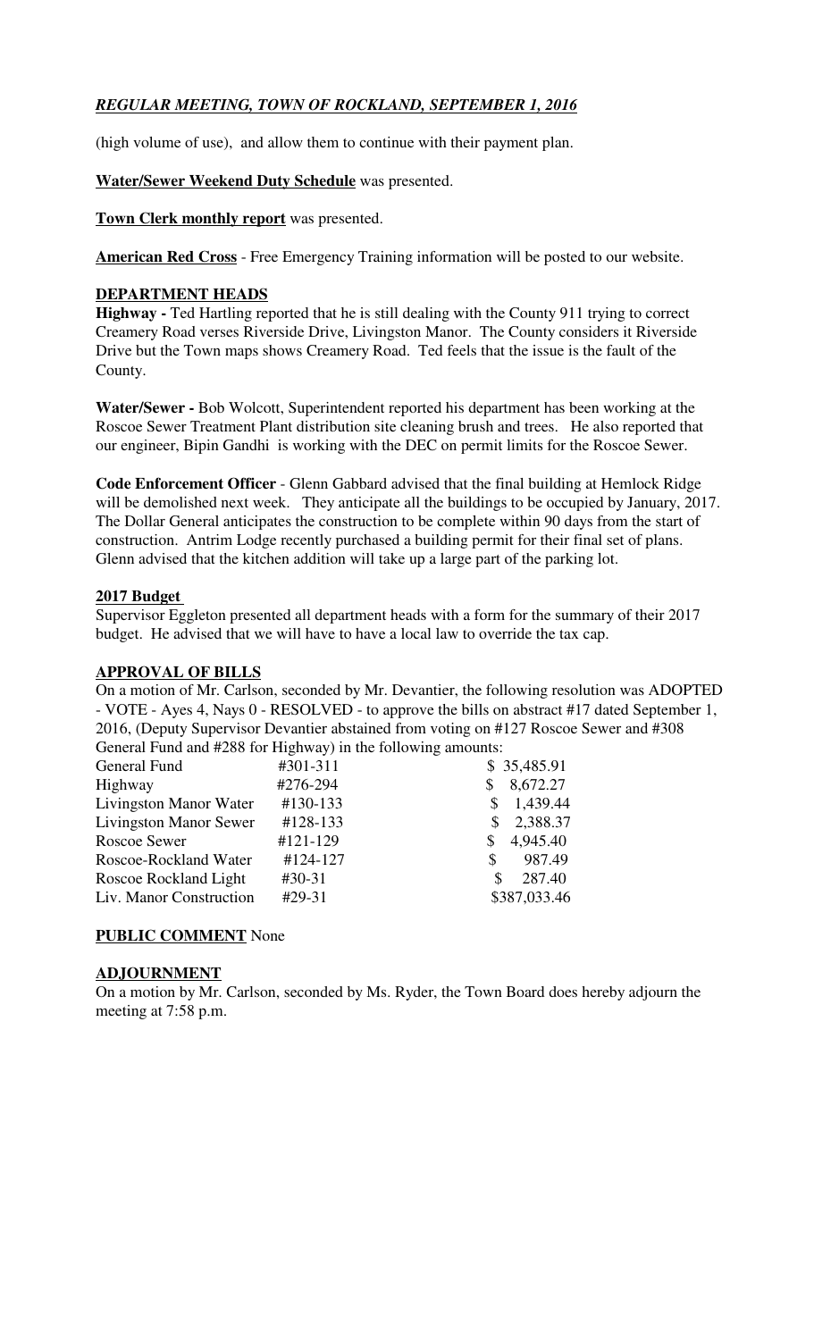## *REGULAR MEETING, TOWN OF ROCKLAND, SEPTEMBER 1, 2016*

(high volume of use), and allow them to continue with their payment plan.

**Water/Sewer Weekend Duty Schedule** was presented.

**Town Clerk monthly report** was presented.

**American Red Cross** - Free Emergency Training information will be posted to our website.

### DEPARTMENT HEADS

**Highway -** Ted Hartling reported that he is still dealing with the County 911 trying to correct Creamery Road verses Riverside Drive, Livingston Manor. The County considers it Riverside Drive but the Town maps shows Creamery Road. Ted feels that the issue is the fault of the County.

**Water/Sewer -** Bob Wolcott, Superintendent reported his department has been working at the Roscoe Sewer Treatment Plant distribution site cleaning brush and trees. He also reported that our engineer, Bipin Gandhi is working with the DEC on permit limits for the Roscoe Sewer.

**Code Enforcement Officer** - Glenn Gabbard advised that the final building at Hemlock Ridge will be demolished next week. They anticipate all the buildings to be occupied by January, 2017. The Dollar General anticipates the construction to be complete within 90 days from the start of construction. Antrim Lodge recently purchased a building permit for their final set of plans. Glenn advised that the kitchen addition will take up a large part of the parking lot.

### 2017 Budget

Supervisor Eggleton presented all department heads with a form for the summary of their 2017 budget. He advised that we will have to have a local law to override the tax cap.

### APPROVAL OF BILLS

On a motion of Mr. Carlson, seconded by Mr. Devantier, the following resolution was ADOPTED - VOTE - Ayes 4, Nays 0 - RESOLVED - to approve the bills on abstract #17 dated September 1, 2016, (Deputy Supervisor Devantier abstained from voting on #127 Roscoe Sewer and #308 General Fund and #288 for Highway) in the following amounts:

| | | |
|---|---|---|
| General Fund | #301-311 | $ 35,485.91 |
| Highway | #276-294 | $ 8,672.27 |
| Livingston Manor Water | #130-133 | $ 1,439.44 |
| Livingston Manor Sewer | #128-133 | $ 2,388.37 |
| Roscoe Sewer | #121-129 | $ 4,945.40 |
| Roscoe-Rockland Water | #124-127 | $ 987.49 |
| Roscoe Rockland Light | #30-31 | $ 287.40 |
| Liv. Manor Construction | #29-31 | $387,033.46 |

**PUBLIC COMMENT** None

### ADJOURNMENT

On a motion by Mr. Carlson, seconded by Ms. Ryder, the Town Board does hereby adjourn the meeting at 7:58 p.m.